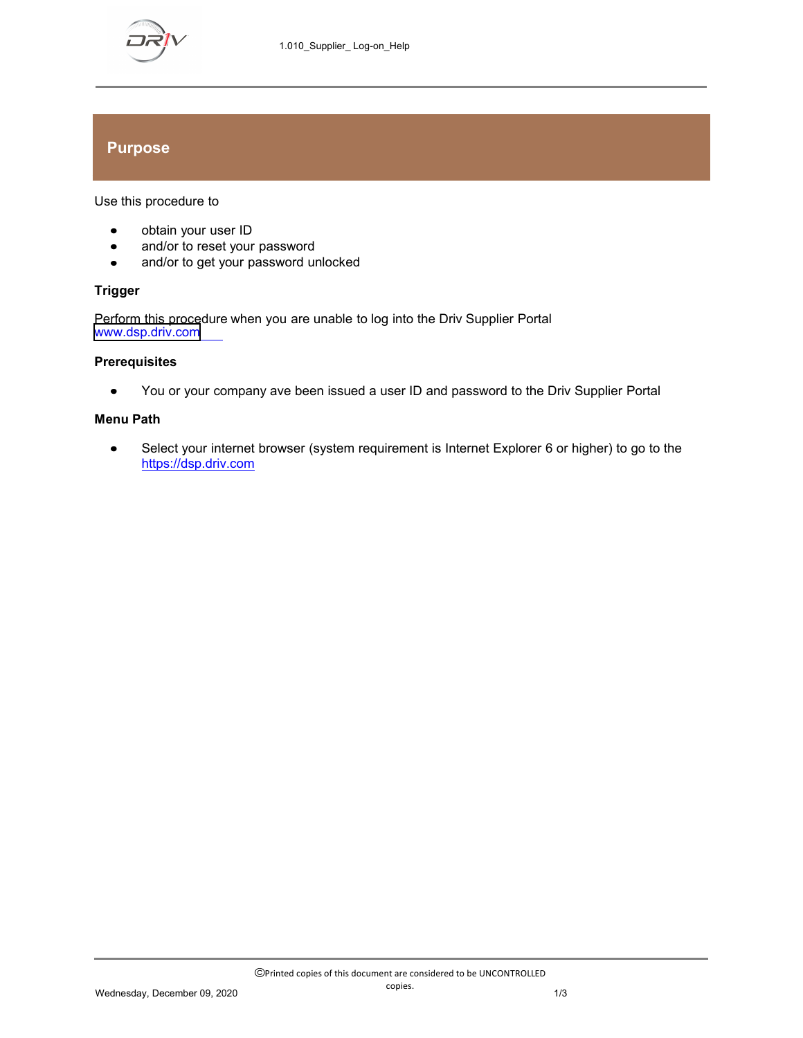## Purpose

Use this procedure to

- obtain your user ID
- and/or to reset your password
- and/or to get your password unlocked

### Trigger

Perform this procedure when you are unable to log into the Driv Supplier Portal www.dsp.driv.com

### Prerequisites

- You or your company ave been issued a user ID and password to the Driv Supplier Portal

### Menu Path

- Select your internet browser (system requirement is Internet Explorer 6 or higher) to go to the https://dsp.driv.com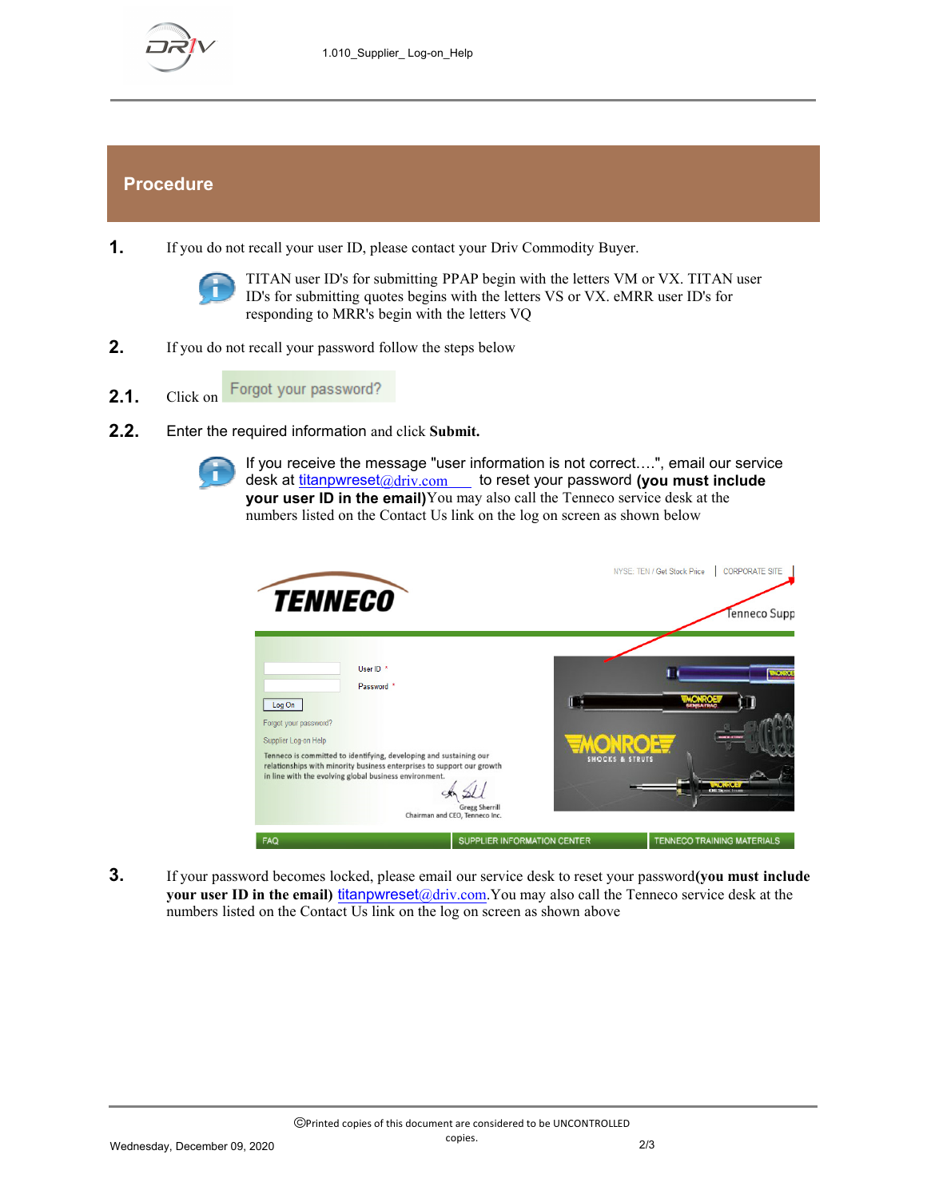## Procedure

**1.** If you do not recall your user ID, please contact your Driv Commodity Buyer.

> TITAN user ID's for submitting PPAP begin with the letters VM or VX. TITAN user ID's for submitting quotes begins with the letters VS or VX. eMRR user ID's for responding to MRR's begin with the letters VQ

**2.** If you do not recall your password follow the steps below

**2.1.** Click on Forgot your password?

**2.2.** Enter the required information and click **Submit.**

> If you receive the message "user information is not correct….", email our service desk at titanpwreset@driv.com to reset your password **(you must include your user ID in the email)** You may also call the Tenneco service desk at the numbers listed on the Contact Us link on the log on screen as shown below

**3.** If your password becomes locked, please email our service desk to reset your password **(you must include your user ID in the email)** titanpwreset@driv.com. You may also call the Tenneco service desk at the numbers listed on the Contact Us link on the log on screen as shown above

©Printed copies of this document are considered to be UNCONTROLLED copies.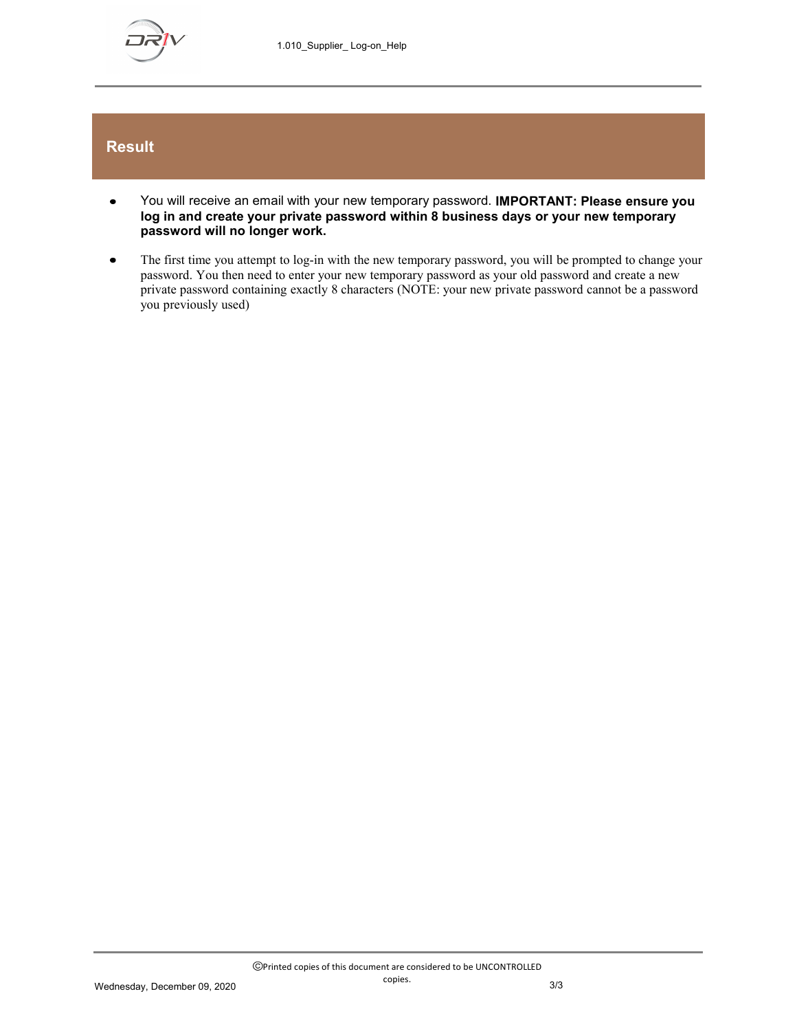## Result

- You will receive an email with your new temporary password. **IMPORTANT: Please ensure you log in and create your private password within 8 business days or your new temporary password will no longer work.**
- The first time you attempt to log-in with the new temporary password, you will be prompted to change your password. You then need to enter your new temporary password as your old password and create a new private password containing exactly 8 characters (NOTE: your new private password cannot be a password you previously used)